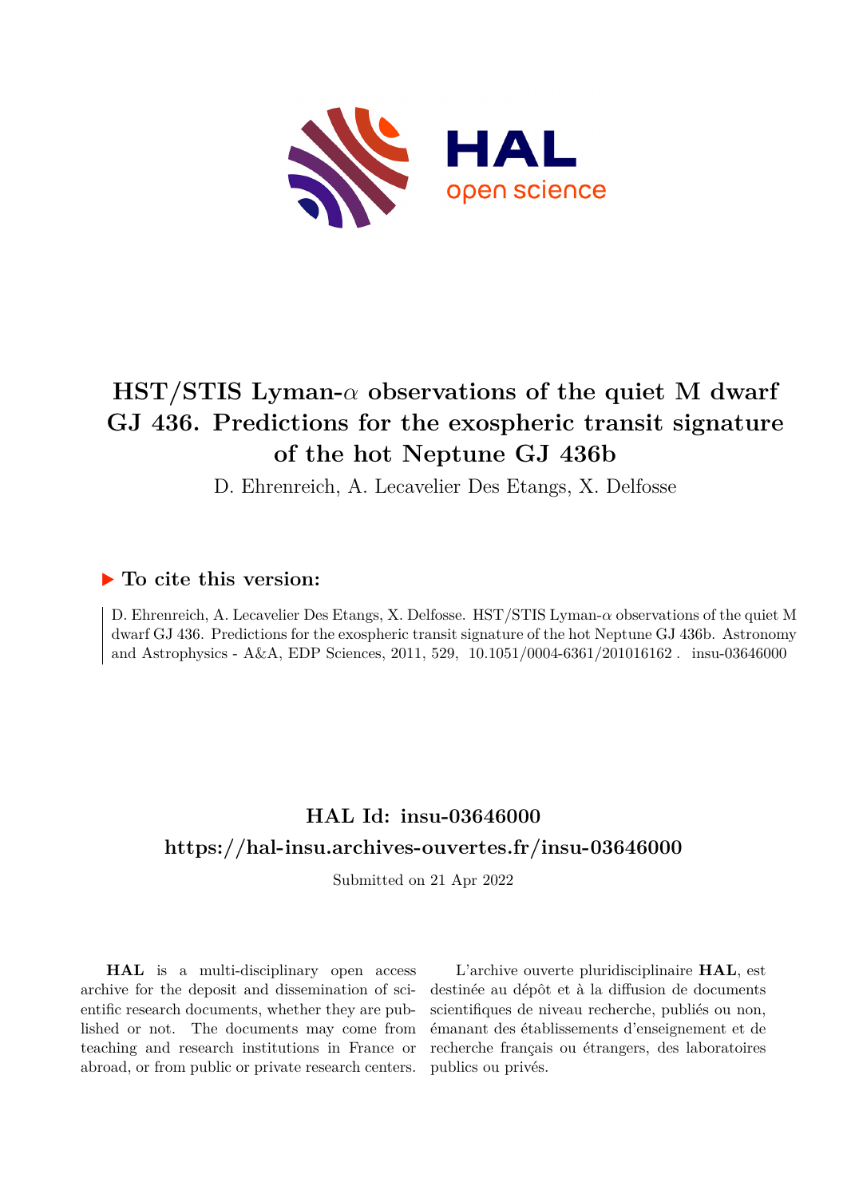# HST/STIS Lyman-$\alpha$ observations of the quiet M dwarf GJ 436. Predictions for the exospheric transit signature of the hot Neptune GJ 436b

D. Ehrenreich, A. Lecavelier Des Etangs, X. Delfosse

## To cite this version:

D. Ehrenreich, A. Lecavelier Des Etangs, X. Delfosse. HST/STIS Lyman-$\alpha$ observations of the quiet M dwarf GJ 436. Predictions for the exospheric transit signature of the hot Neptune GJ 436b. Astronomy and Astrophysics - A&A, EDP Sciences, 2011, 529, 10.1051/0004-6361/201016162 . insu-03646000

## HAL Id: insu-03646000

## https://hal-insu.archives-ouvertes.fr/insu-03646000

Submitted on 21 Apr 2022

**HAL** is a multi-disciplinary open access archive for the deposit and dissemination of scientific research documents, whether they are published or not. The documents may come from teaching and research institutions in France or abroad, or from public or private research centers.

L'archive ouverte pluridisciplinaire **HAL**, est destinée au dépôt et à la diffusion de documents scientifiques de niveau recherche, publiés ou non, émanant des établissements d'enseignement et de recherche français ou étrangers, des laboratoires publics ou privés.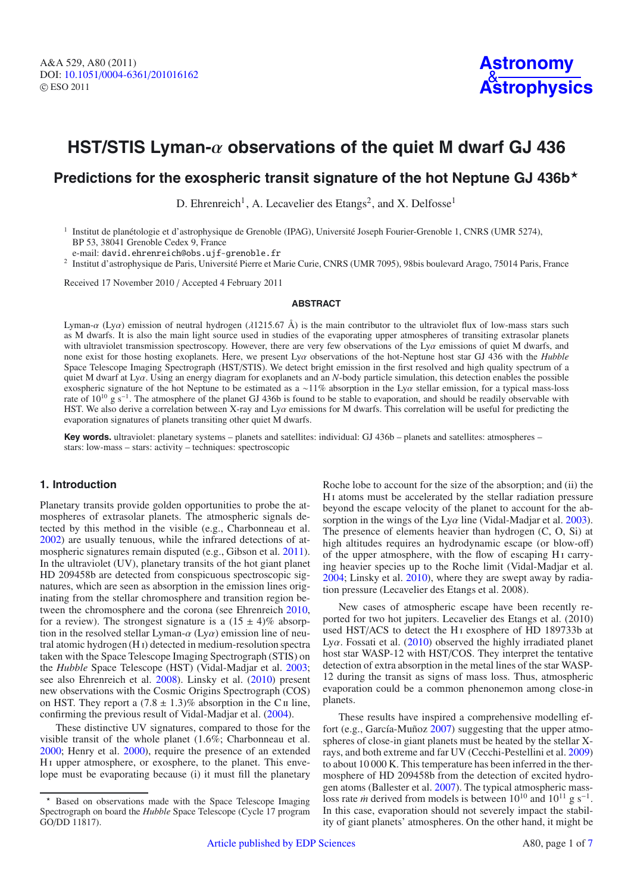# HST/STIS Lyman-$\alpha$ observations of the quiet M dwarf GJ 436

## Predictions for the exospheric transit signature of the hot Neptune GJ 436b*

D. Ehrenreich[1], A. Lecavelier des Etangs[2], and X. Delfosse[1]

[1] Institut de planétologie et d'astrophysique de Grenoble (IPAG), Université Joseph Fourier-Grenoble 1, CNRS (UMR 5274), BP 53, 38041 Grenoble Cedex 9, France
e-mail: david.ehrenreich@obs.ujf-grenoble.fr

[2] Institut d'astrophysique de Paris, Université Pierre et Marie Curie, CNRS (UMR 7095), 98bis boulevard Arago, 75014 Paris, France

Received 17 November 2010 / Accepted 4 February 2011

### ABSTRACT

Lyman-$\alpha$ (Ly$\alpha$) emission of neutral hydrogen ($\lambda$1215.67 Å) is the main contributor to the ultraviolet flux of low-mass stars such as M dwarfs. It is also the main light source used in studies of the evaporating upper atmospheres of transiting extrasolar planets with ultraviolet transmission spectroscopy. However, there are very few observations of the Ly$\alpha$ emissions of quiet M dwarfs, and none exist for those hosting exoplanets. Here, we present Ly$\alpha$ observations of the hot-Neptune host star GJ 436 with the *Hubble* Space Telescope Imaging Spectrograph (HST/STIS). We detect bright emission in the first resolved and high quality spectrum of a quiet M dwarf at Ly$\alpha$. Using an energy diagram for exoplanets and an *N*-body particle simulation, this detection enables the possible exospheric signature of the hot Neptune to be estimated as a ~11% absorption in the Ly$\alpha$ stellar emission, for a typical mass-loss rate of $10^{10}$ g s$^{-1}$. The atmosphere of the planet GJ 436b is found to be stable to evaporation, and should be readily observable with HST. We also derive a correlation between X-ray and Ly$\alpha$ emissions for M dwarfs. This correlation will be useful for predicting the evaporation signatures of planets transiting other quiet M dwarfs.

**Key words.** ultraviolet: planetary systems – planets and satellites: individual: GJ 436b – planets and satellites: atmospheres – stars: low-mass – stars: activity – techniques: spectroscopic

## 1. Introduction

Planetary transits provide golden opportunities to probe the atmospheres of extrasolar planets. The atmospheric signals detected by this method in the visible (e.g., Charbonneau et al. 2002) are usually tenuous, while the infrared detections of atmospheric signatures remain disputed (e.g., Gibson et al. 2011). In the ultraviolet (UV), planetary transits of the hot giant planet HD 209458b are detected from conspicuous spectroscopic signatures, which are seen as absorption in the emission lines originating from the stellar chromosphere and transition region between the chromosphere and the corona (see Ehrenreich 2010, for a review). The strongest signature is a $(15 \pm 4)$% absorption in the resolved stellar Lyman-$\alpha$ (Ly$\alpha$) emission line of neutral atomic hydrogen (H I) detected in medium-resolution spectra taken with the Space Telescope Imaging Spectrograph (STIS) on the *Hubble* Space Telescope (HST) (Vidal-Madjar et al. 2003; see also Ehrenreich et al. 2008). Linsky et al. (2010) present new observations with the Cosmic Origins Spectrograph (COS) on HST. They report a $(7.8 \pm 1.3)$% absorption in the C II line, confirming the previous result of Vidal-Madjar et al. (2004).

These distinctive UV signatures, compared to those for the visible transit of the whole planet (1.6%; Charbonneau et al. 2000; Henry et al. 2000), require the presence of an extended H I upper atmosphere, or exosphere, to the planet. This envelope must be evaporating because (i) it must fill the planetary Roche lobe to account for the size of the absorption; and (ii) the H I atoms must be accelerated by the stellar radiation pressure beyond the escape velocity of the planet to account for the absorption in the wings of the Ly$\alpha$ line (Vidal-Madjar et al. 2003). The presence of elements heavier than hydrogen (C, O, Si) at high altitudes requires an hydrodynamic escape (or blow-off) of the upper atmosphere, with the flow of escaping H I carrying heavier species up to the Roche limit (Vidal-Madjar et al. 2004; Linsky et al. 2010), where they are swept away by radiation pressure (Lecavelier des Etangs et al. 2008).

New cases of atmospheric escape have been recently reported for two hot jupiters. Lecavelier des Etangs et al. (2010) used HST/ACS to detect the H I exosphere of HD 189733b at Ly$\alpha$. Fossati et al. (2010) observed the highly irradiated planet host star WASP-12 with HST/COS. They interpret the tentative detection of extra absorption in the metal lines of the star WASP-12 during the transit as signs of mass loss. Thus, atmospheric evaporation could be a common phenomenon among close-in planets.

These results have inspired a comprehensive modelling effort (e.g., García-Muñoz 2007) suggesting that the upper atmospheres of close-in giant planets must be heated by the stellar X-rays, and both extreme and far UV (Cecchi-Pestellini et al. 2009) to about 10 000 K. This temperature has been inferred in the thermosphere of HD 209458b from the detection of excited hydrogen atoms (Ballester et al. 2007). The typical atmospheric mass-loss rate $\dot{m}$ derived from models is between $10^{10}$ and $10^{11}$ g s$^{-1}$. In this case, evaporation should not severely impact the stability of giant planets' atmospheres. On the other hand, it might be

---

* Based on observations made with the Space Telescope Imaging Spectrograph on board the *Hubble* Space Telescope (Cycle 17 program GO/DD 11817).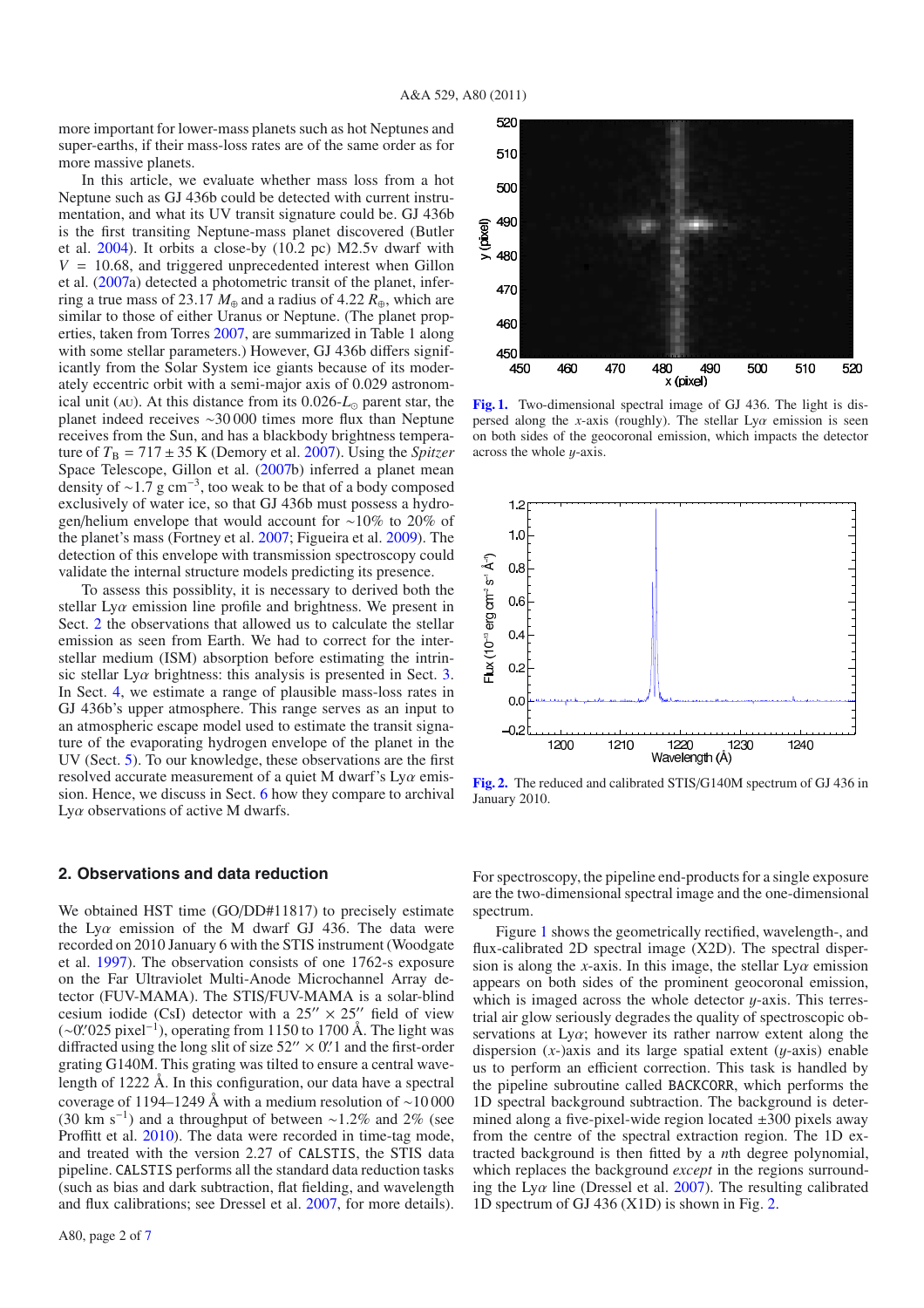more important for lower-mass planets such as hot Neptunes and super-earths, if their mass-loss rates are of the same order as for more massive planets.

In this article, we evaluate whether mass loss from a hot Neptune such as GJ 436b could be detected with current instrumentation, and what its UV transit signature could be. GJ 436b is the first transiting Neptune-mass planet discovered (Butler et al. 2004). It orbits a close-by (10.2 pc) M2.5v dwarf with $V = 10.68$, and triggered unprecedented interest when Gillon et al. (2007a) detected a photometric transit of the planet, inferring a true mass of 23.17 $M_{\oplus}$ and a radius of 4.22 $R_{\oplus}$, which are similar to those of either Uranus or Neptune. (The planet properties, taken from Torres 2007, are summarized in Table 1 along with some stellar parameters.) However, GJ 436b differs significantly from the Solar System ice giants because of its moderately eccentric orbit with a semi-major axis of 0.029 astronomical unit (AU). At this distance from its 0.026-$L_{\odot}$ parent star, the planet indeed receives ~30 000 times more flux than Neptune receives from the Sun, and has a blackbody brightness temperature of $T_{\rm B} = 717 \pm 35$ K (Demory et al. 2007). Using the *Spitzer* Space Telescope, Gillon et al. (2007b) inferred a planet mean density of ~1.7 g cm$^{-3}$, too weak to be that of a body composed exclusively of water ice, so that GJ 436b must possess a hydrogen/helium envelope that would account for ~10% to 20% of the planet's mass (Fortney et al. 2007; Figueira et al. 2009). The detection of this envelope with transmission spectroscopy could validate the internal structure models predicting its presence.

To assess this possiblity, it is necessary to derived both the stellar Ly$\alpha$ emission line profile and brightness. We present in Sect. 2 the observations that allowed us to calculate the stellar emission as seen from Earth. We had to correct for the interstellar medium (ISM) absorption before estimating the intrinsic stellar Ly$\alpha$ brightness: this analysis is presented in Sect. 3. In Sect. 4, we estimate a range of plausible mass-loss rates in GJ 436b's upper atmosphere. This range serves as an input to an atmospheric escape model used to estimate the transit signature of the evaporating hydrogen envelope of the planet in the UV (Sect. 5). To our knowledge, these observations are the first resolved accurate measurement of a quiet M dwarf's Ly$\alpha$ emission. Hence, we discuss in Sect. 6 how they compare to archival Ly$\alpha$ observations of active M dwarfs.

**Fig. 1.** Two-dimensional spectral image of GJ 436. The light is dispersed along the $x$-axis (roughly). The stellar Ly$\alpha$ emission is seen on both sides of the geocoronal emission, which impacts the detector across the whole $y$-axis.

**Fig. 2.** The reduced and calibrated STIS/G140M spectrum of GJ 436 in January 2010.

## 2. Observations and data reduction

We obtained HST time (GO/DD#11817) to precisely estimate the Ly$\alpha$ emission of the M dwarf GJ 436. The data were recorded on 2010 January 6 with the STIS instrument (Woodgate et al. 1997). The observation consists of one 1762-s exposure with the Far Ultraviolet Multi-Anode Microchannel Array detector (FUV-MAMA). The STIS/FUV-MAMA is a solar-blind cesium iodide (CsI) detector with a 25″ × 25″ field of view (~0.″025 pixel$^{-1}$), operating from 1150 to 1700 Å. The light was diffracted using the long slit of size 52″ × 0.″1 and the first-order grating G140M. This grating was tilted to ensure a central wavelength of 1222 Å. In this configuration, our data have a spectral coverage of 1194–1249 Å with a medium resolution of ~10 000 (30 km s$^{-1}$) and a throughput of between ~1.2% and 2% (see Proffitt et al. 2010). The data were recorded in time-tag mode, and treated with the version 2.27 of CALSTIS, the STIS data pipeline. CALSTIS performs all the standard data reduction tasks (such as bias and dark subtraction, flat fielding, and wavelength and flux calibrations; see Dressel et al. 2007, for more details). For spectroscopy, the pipeline end-products for a single exposure are the two-dimensional spectral image and the one-dimensional spectrum.

Figure 1 shows the geometrically rectified, wavelength-, and flux-calibrated 2D spectral image (X2D). The spectral dispersion is along the $x$-axis. In this image, the stellar Ly$\alpha$ emission appears on both sides of the prominent geocoronal emission, which is imaged across the whole detector $y$-axis. This terrestrial air glow seriously degrades the quality of spectroscopic observations at Ly$\alpha$; however its rather narrow extent along the dispersion ($x$-)axis and its large spatial extent ($y$-axis) enable us to perform an efficient correction. This task is handled by the pipeline subroutine called BACKCORR, which performs the 1D spectral background subtraction. The background is determined along a five-pixel-wide region located ±300 pixels away from the centre of the spectral extraction region. The 1D extracted background is then fitted by a $n$th degree polynomial, which replaces the background *except* in the regions surrounding the Ly$\alpha$ line (Dressel et al. 2007). The resulting calibrated 1D spectrum of GJ 436 (X1D) is shown in Fig. 2.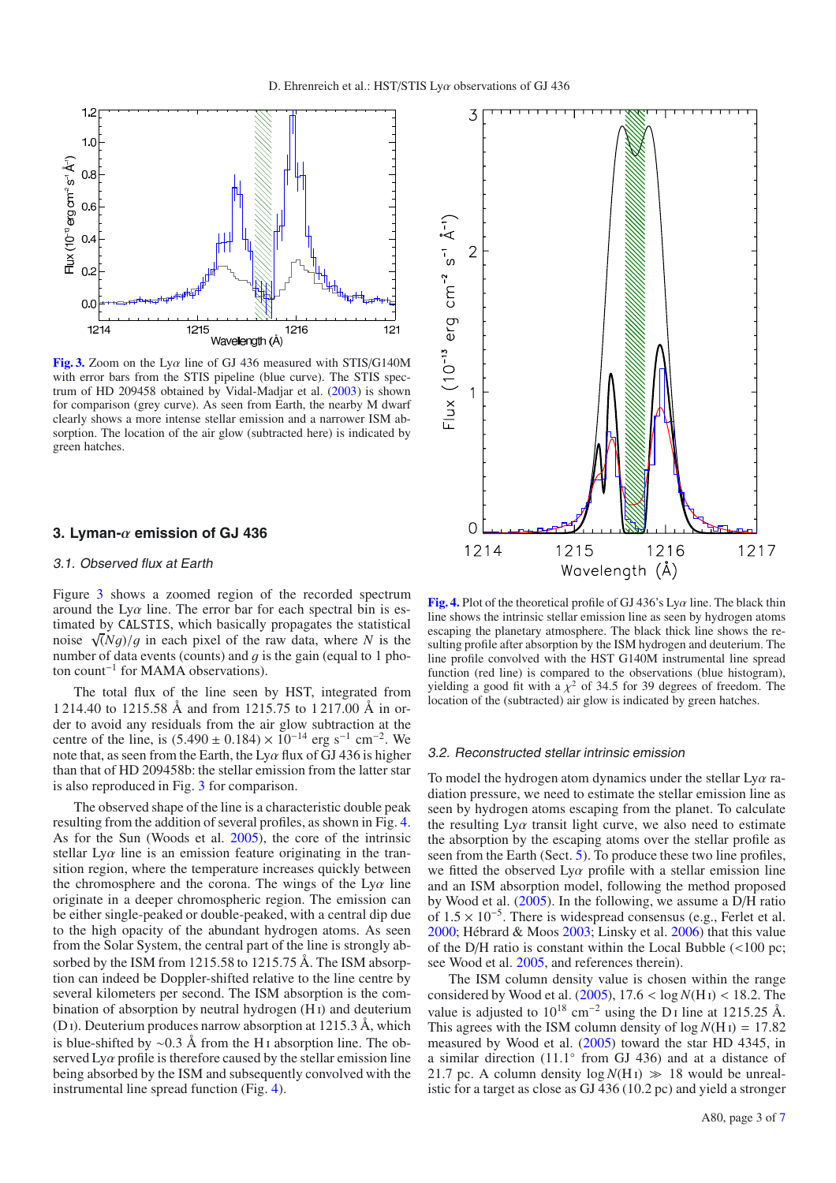**Fig. 3.** Zoom on the Ly$\alpha$ line of GJ 436 measured with STIS/G140M with error bars from the STIS pipeline (blue curve). The STIS spectrum of HD 209458 obtained by Vidal-Madjar et al. (2003) is shown for comparison (grey curve). As seen from Earth, the nearby M dwarf clearly shows a more intense stellar emission and a narrower ISM absorption. The location of the air glow (subtracted here) is indicated by green hatches.

## 3. Lyman-$\alpha$ emission of GJ 436

### 3.1. Observed flux at Earth

Figure 3 shows a zoomed region of the recorded spectrum around the Ly$\alpha$ line. The error bar for each spectral bin is estimated by CALSTIS, which basically propagates the statistical noise $\sqrt{(Ng)}/g$ in each pixel of the raw data, where $N$ is the number of data events (counts) and $g$ is the gain (equal to 1 photon count$^{-1}$ for MAMA observations).

The total flux of the line seen by HST, integrated from 1 214.40 to 1215.58 Å and from 1215.75 to 1 217.00 Å in order to avoid any residuals from the air glow subtraction at the centre of the line, is $(5.490 \pm 0.184) \times 10^{-14}$ erg s$^{-1}$ cm$^{-2}$. We note that, as seen from the Earth, the Ly$\alpha$ flux of GJ 436 is higher than that of HD 209458b: the stellar emission from the latter star is also reproduced in Fig. 3 for comparison.

The observed shape of the line is a characteristic double peak resulting from the addition of several profiles, as shown in Fig. 4. As for the Sun (Woods et al. 2005), the core of the intrinsic stellar Ly$\alpha$ line is an emission feature originating in the transition region, where the temperature increases quickly between the chromosphere and the corona. The wings of the Ly$\alpha$ line originate in a deeper chromospheric region. The emission can be either single-peaked or double-peaked, with a central dip due to the high opacity of the abundant hydrogen atoms. As seen from the Solar System, the central part of the line is strongly absorbed by the ISM from 1215.58 to 1215.75 Å. The ISM absorption can indeed be Doppler-shifted relative to the line centre by several kilometers per second. The ISM absorption is the combination of absorption by neutral hydrogen (H I) and deuterium (D I). Deuterium produces narrow absorption at 1215.3 Å, which is blue-shifted by ~0.3 Å from the H I absorption line. The observed Ly$\alpha$ profile is therefore caused by the stellar emission line being absorbed by the ISM and subsequently convolved with the instrumental line spread function (Fig. 4).

**Fig. 4.** Plot of the theoretical profile of GJ 436's Ly$\alpha$ line. The black thin line shows the intrinsic stellar emission line as seen by hydrogen atoms escaping the planetary atmosphere. The black thick line shows the resulting profile after absorption by the ISM hydrogen and deuterium. The line profile convolved with the HST G140M instrumental line spread function (red line) is compared to the observations (blue histogram), yielding a good fit with a $\chi^2$ of 34.5 for 39 degrees of freedom. The location of the (subtracted) air glow is indicated by green hatches.

### 3.2. Reconstructed stellar intrinsic emission

To model the hydrogen atom dynamics under the stellar Ly$\alpha$ radiation pressure, we need to estimate the stellar emission line as seen by hydrogen atoms escaping from the planet. To calculate the resulting Ly$\alpha$ transit light curve, we also need to estimate the absorption by the escaping atoms over the stellar profile as seen from the Earth (Sect. 5). To produce these two line profiles, we fitted the observed Ly$\alpha$ profile with a stellar emission line and an ISM absorption model, following the method proposed by Wood et al. (2005). In the following, we assume a D/H ratio of $1.5 \times 10^{-5}$. There is widespread consensus (e.g., Ferlet et al. 2000; Hébrard & Moos 2003; Linsky et al. 2006) that this value of the D/H ratio is constant within the Local Bubble (<100 pc; see Wood et al. 2005, and references therein).

The ISM column density value is chosen within the range considered by Wood et al. (2005), $17.6 < \log N(\text{H I}) < 18.2$. The value is adjusted to $10^{18}$ cm$^{-2}$ using the D I line at 1215.25 Å. This agrees with the ISM column density of $\log N(\text{H I}) = 17.82$ measured by Wood et al. (2005) toward the star HD 4345, in a similar direction (11.1° from GJ 436) and at a distance of 21.7 pc. A column density $\log N(\text{H I}) \gg 18$ would be unrealistic for a target as close as GJ 436 (10.2 pc) and yield a stronger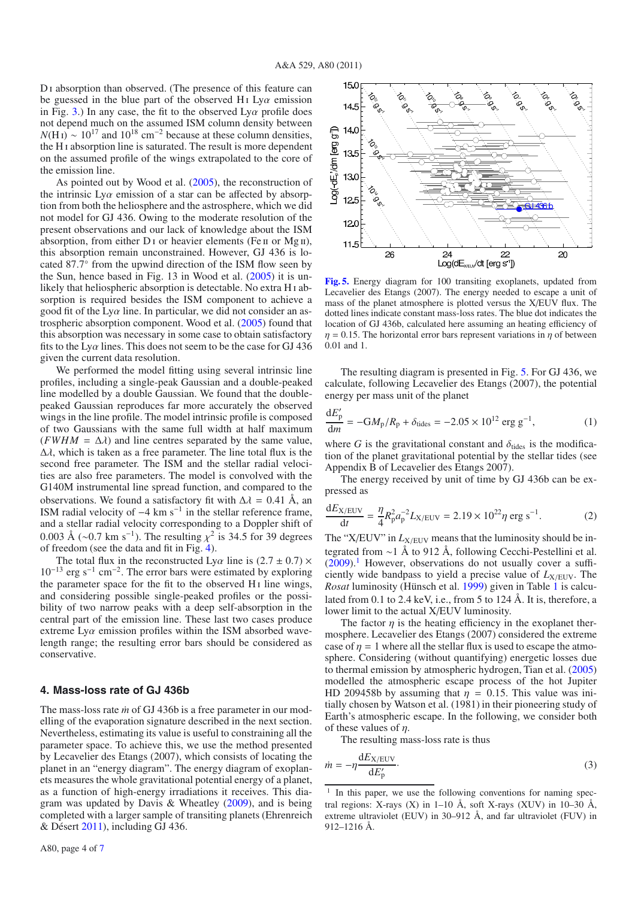D I absorption than observed. (The presence of this feature can be guessed in the blue part of the observed H I Ly$\alpha$ emission in Fig. 3.) In any case, the fit to the observed Ly$\alpha$ profile does not depend much on the assumed ISM column density between $N(\text{H I}) \sim 10^{17}$ and $10^{18}$ cm$^{-2}$ because at these column densities, the H I absorption line is saturated. The result is more dependent on the assumed profile of the wings extrapolated to the core of the emission line.

As pointed out by Wood et al. (2005), the reconstruction of the intrinsic Ly$\alpha$ emission of a star can be affected by absorption from both the heliosphere and the astrosphere, which we did not model for GJ 436. Owing to the moderate resolution of the present observations and our lack of knowledge about the ISM absorption, from either D I or heavier elements (Fe II or Mg II), this absorption remain unconstrained. However, GJ 436 is located 87.7° from the upwind direction of the ISM flow seen by the Sun, hence based in Fig. 13 in Wood et al. (2005) it is unlikely that heliospheric absorption is detectable. No extra H I absorption is required besides the ISM component to achieve a good fit of the Ly$\alpha$ line. In particular, we did not consider an astrospheric absorption component. Wood et al. (2005) found that this absorption was necessary in some case to obtain satisfactory fits to the Ly$\alpha$ lines. This does not seem to be the case for GJ 436 given the current data resolution.

We performed the model fitting using several intrinsic line profiles, including a single-peak Gaussian and a double-peaked line modelled by a double Gaussian. We found that the double-peaked Gaussian reproduces far more accurately the observed wings in the line profile. The model intrinsic profile is composed of two Gaussians with the same full width at half maximum ($FWHM = \Delta\lambda$) and line centres separated by the same value, $\Delta\lambda$, which is taken as a free parameter. The line total flux is the second free parameter. The ISM and the stellar radial velocities are also free parameters. The model is convolved with the G140M instrumental line spread function, and compared to the observations. We found a satisfactory fit with $\Delta\lambda = 0.41$ Å, an ISM radial velocity of $-4$ km s$^{-1}$ in the stellar reference frame, and a stellar radial velocity corresponding to a Doppler shift of 0.003 Å ($\sim$0.7 km s$^{-1}$). The resulting $\chi^2$ is 34.5 for 39 degrees of freedom (see the data and fit in Fig. 4).

The total flux in the reconstructed Ly$\alpha$ line is $(2.7 \pm 0.7) \times 10^{-13}$ erg s$^{-1}$ cm$^{-2}$. The error bars were estimated by exploring the parameter space for the fit to the observed H I line wings, and considering possible single-peaked profiles or the possibility of two narrow peaks with a deep self-absorption in the central part of the emission line. These last two cases produce extreme Ly$\alpha$ emission profiles within the ISM absorbed wavelength range; the resulting error bars should be considered as conservative.

## 4. Mass-loss rate of GJ 436b

The mass-loss rate $\dot{m}$ of GJ 436b is a free parameter in our modelling of the evaporation signature described in the next section. Nevertheless, estimating its value is useful to constraining all the parameter space. To achieve this, we use the method presented by Lecavelier des Etangs (2007), which consists of locating the planet in an "energy diagram". The energy diagram of exoplanets measures the whole gravitational potential energy of a planet, as a function of high-energy irradiations it receives. This diagram was updated by Davis & Wheatley (2009), and is being completed with a larger sample of transiting planets (Ehrenreich & Désert 2011), including GJ 436.

**Fig. 5.** Energy diagram for 100 transiting exoplanets, updated from Lecavelier des Etangs (2007). The energy needed to escape a unit of mass of the planet atmosphere is plotted versus the X/EUV flux. The dotted lines indicate constant mass-loss rates. The blue dot indicates the location of GJ 436b, calculated here assuming an heating efficiency of $\eta = 0.15$. The horizontal error bars represent variations in $\eta$ of between 0.01 and 1.

The resulting diagram is presented in Fig. 5. For GJ 436, we calculate, following Lecavelier des Etangs (2007), the potential energy per mass unit of the planet

$$\frac{\mathrm{d}E_\mathrm{p}'}{\mathrm{d}m} = -GM_\mathrm{p}/R_\mathrm{p} + \delta_\mathrm{tides} = -2.05 \times 10^{12} \text{ erg g}^{-1}, \tag{1}$$

where $G$ is the gravitational constant and $\delta_\mathrm{tides}$ is the modification of the planet gravitational potential by the stellar tides (see Appendix B of Lecavelier des Etangs 2007).

The energy received by unit of time by GJ 436b can be expressed as

$$\frac{\mathrm{d}E_\mathrm{X/EUV}}{\mathrm{d}t} = \frac{\eta}{4} R_\mathrm{p}^2 a_\mathrm{p}^{-2} L_\mathrm{X/EUV} = 2.19 \times 10^{22} \eta \text{ erg s}^{-1}. \tag{2}$$

The "X/EUV" in $L_\mathrm{X/EUV}$ means that the luminosity should be integrated from $\sim$1 Å to 912 Å, following Cecchi-Pestellini et al. (2009).[1] However, observations do not usually cover a sufficiently wide bandpass to yield a precise value of $L_\mathrm{X/EUV}$. The *Rosat* luminosity (Hünsch et al. 1999) given in Table 1 is calculated from 0.1 to 2.4 keV, i.e., from 5 to 124 Å. It is, therefore, a lower limit to the actual X/EUV luminosity.

The factor $\eta$ is the heating efficiency in the exoplanet thermosphere. Lecavelier des Etangs (2007) considered the extreme case of $\eta = 1$ where all the stellar flux is used to escape the atmosphere. Considering (without quantifying) energetic losses due to thermal emission by atmospheric hydrogen, Tian et al. (2005) modelled the atmospheric escape process of the hot Jupiter HD 209458b by assuming that $\eta = 0.15$. This value was initially chosen by Watson et al. (1981) in their pioneering study of Earth's atmospheric escape. In the following, we consider both of these values of $\eta$.

The resulting mass-loss rate is thus

$$\dot{m} = -\eta \frac{\mathrm{d}E_\mathrm{X/EUV}}{\mathrm{d}E_\mathrm{p}'}. \tag{3}$$

[1] In this paper, we use the following conventions for naming spectral regions: X-rays (X) in 1–10 Å, soft X-rays (XUV) in 10–30 Å, extreme ultraviolet (EUV) in 30–912 Å, and far ultraviolet (FUV) in 912–1216 Å.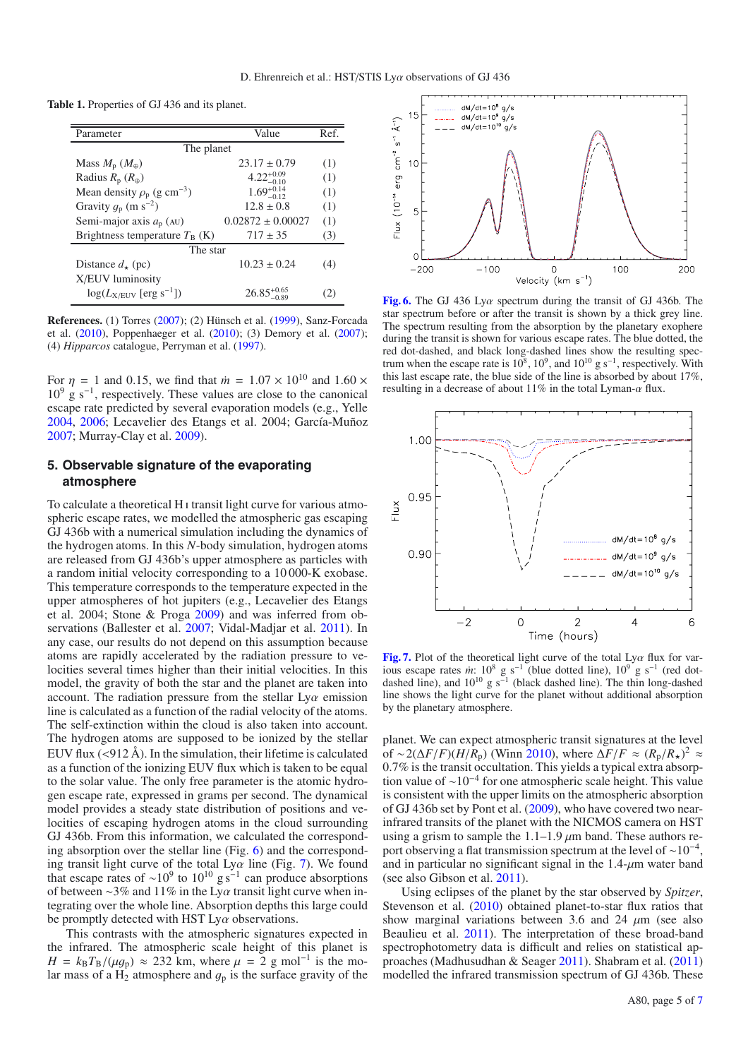**Table 1.** Properties of GJ 436 and its planet.

| Parameter | Value | Ref. |
|---|---|---|
| The planet | | |
| Mass $M_p$ ($M_\oplus$) | $23.17 \pm 0.79$ | (1) |
| Radius $R_p$ ($R_\oplus$) | $4.22^{+0.09}_{-0.10}$ | (1) |
| Mean density $\rho_p$ (g cm$^{-3}$) | $1.69^{+0.14}_{-0.12}$ | (1) |
| Gravity $g_p$ (m s$^{-2}$) | $12.8 \pm 0.8$ | (1) |
| Semi-major axis $a_p$ (AU) | $0.02872 \pm 0.00027$ | (1) |
| Brightness temperature $T_B$ (K) | $717 \pm 35$ | (3) |
| The star | | |
| Distance $d_\star$ (pc) | $10.23 \pm 0.24$ | (4) |
| X/EUV luminosity log($L_{X/EUV}$ [erg s$^{-1}$]) | $26.85^{+0.65}_{-0.89}$ | (2) |

**References.** (1) Torres (2007); (2) Hünsch et al. (1999), Sanz-Forcada et al. (2010), Poppenhaeger et al. (2010); (3) Demory et al. (2007); (4) *Hipparcos* catalogue, Perryman et al. (1997).

For $\eta = 1$ and 0.15, we find that $\dot{m} = 1.07 \times 10^{10}$ and $1.60 \times 10^9$ g s$^{-1}$, respectively. These values are close to the canonical escape rate predicted by several evaporation models (e.g., Yelle 2004, 2006; Lecavelier des Etangs et al. 2004; García-Muñoz 2007; Murray-Clay et al. 2009).

## 5. Observable signature of the evaporating atmosphere

To calculate a theoretical H I transit light curve for various atmospheric escape rates, we modelled the atmospheric gas escaping GJ 436b with a numerical simulation including the dynamics of the hydrogen atoms. In this *N*-body simulation, hydrogen atoms are released from GJ 436b's upper atmosphere as particles with a random initial velocity corresponding to a 10 000-K exobase. This temperature corresponds to the temperature expected in the upper atmospheres of hot jupiters (e.g., Lecavelier des Etangs et al. 2004; Stone & Proga 2009) and was inferred from observations (Ballester et al. 2007; Vidal-Madjar et al. 2011). In any case, our results do not depend on this assumption because atoms are rapidly accelerated by the radiation pressure to velocities several times higher than their initial velocities. In this model, the gravity of both the star and the planet are taken into account. The radiation pressure from the stellar Ly$\alpha$ emission line is calculated as a function of the radial velocity of the atoms. The self-extinction within the cloud is also taken into account. The hydrogen atoms are supposed to be ionized by the stellar EUV flux (<912 Å). In the simulation, their lifetime is calculated as a function of the ionizing EUV flux which is taken to be equal to the solar value. The only free parameter is the atomic hydrogen escape rate, expressed in grams per second. The dynamical model provides a steady state distribution of positions and velocities of escaping hydrogen atoms in the cloud surrounding GJ 436b. From this information, we calculated the corresponding absorption over the stellar line (Fig. 6) and the corresponding transit light curve of the total Ly$\alpha$ line (Fig. 7). We found that escape rates of $\sim 10^9$ to $10^{10}$ g s$^{-1}$ can produce absorptions of between ~3% and 11% in the Ly$\alpha$ transit light curve when integrating over the whole line. Absorption depths this large could be promptly detected with HST Ly$\alpha$ observations.

This contrasts with the atmospheric signatures expected in the infrared. The atmospheric scale height of this planet is $H = k_B T_B/(\mu g_p) \approx 232$ km, where $\mu = 2$ g mol$^{-1}$ is the molar mass of a $H_2$ atmosphere and $g_p$ is the surface gravity of the planet. We can expect atmospheric transit signatures at the level of $\sim 2(\Delta F/F)(H/R_p)$ (Winn 2010), where $\Delta F/F \approx (R_p/R_\star)^2 \approx 0.7\%$ is the transit occultation. This yields a typical extra absorption value of $\sim 10^{-4}$ for one atmospheric scale height. This value is consistent with the upper limits on the atmospheric absorption of GJ 436b set by Pont et al. (2009), who have covered two near-infrared transits of the planet with the NICMOS camera on HST using a grism to sample the 1.1–1.9 $\mu$m band. These authors report observing a flat transmission spectrum at the level of $\sim 10^{-4}$, and in particular no significant signal in the 1.4-$\mu$m water band (see also Gibson et al. 2011).

Using eclipses of the planet by the star observed by *Spitzer*, Stevenson et al. (2010) obtained planet-to-star flux ratios that show marginal variations between 3.6 and 24 $\mu$m (see also Beaulieu et al. 2011). The interpretation of these broad-band spectrophotometry data is difficult and relies on statistical approaches (Madhusudhan & Seager 2011). Shabram et al. (2011) modelled the infrared transmission spectrum of GJ 436b. These

**Fig. 6.** The GJ 436 Ly$\alpha$ spectrum during the transit of GJ 436b. The star spectrum before or after the transit is shown by a thick grey line. The spectrum resulting from the absorption by the planetary exosphere during the transit is shown for various escape rates. The blue dotted, the red dot-dashed, and black long-dashed lines show the resulting spectrum when the escape rate is $10^8$, $10^9$, and $10^{10}$ g s$^{-1}$, respectively. With this last escape rate, the blue side of the line is absorbed by about 17%, resulting in a decrease of about 11% in the total Lyman-$\alpha$ flux.

**Fig. 7.** Plot of the theoretical light curve of the total Ly$\alpha$ flux for various escape rates $\dot{m}$: $10^8$ g s$^{-1}$ (blue dotted line), $10^9$ g s$^{-1}$ (red dot-dashed line), and $10^{10}$ g s$^{-1}$ (black dashed line). The thin long-dashed line shows the light curve for the planet without additional absorption by the planetary atmosphere.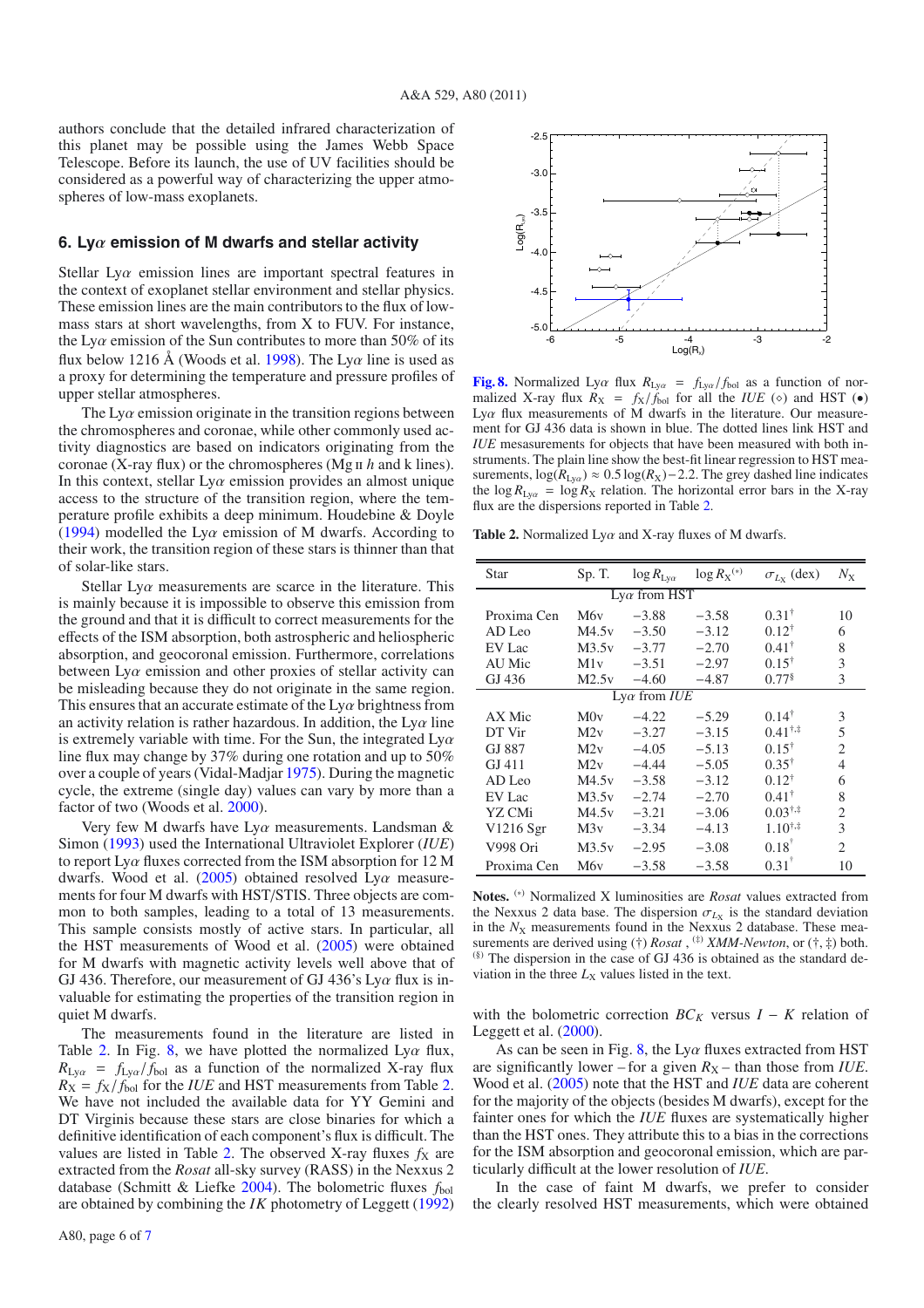authors conclude that the detailed infrared characterization of this planet may be possible using the James Webb Space Telescope. Before its launch, the use of UV facilities should be considered as a powerful way of characterizing the upper atmospheres of low-mass exoplanets.

## 6. Ly$\alpha$ emission of M dwarfs and stellar activity

Stellar Ly$\alpha$ emission lines are important spectral features in the context of exoplanet stellar environment and stellar physics. These emission lines are the main contributors to the flux of low-mass stars at short wavelengths, from X to FUV. For instance, the Ly$\alpha$ emission of the Sun contributes to more than 50% of its flux below 1216 Å (Woods et al. 1998). The Ly$\alpha$ line is used as a proxy for determining the temperature and pressure profiles of upper stellar atmospheres.

The Ly$\alpha$ emission originate in the transition regions between the chromospheres and coronae, while other commonly used activity diagnostics are based on indicators originating from the coronae (X-ray flux) or the chromospheres (Mg II $h$ and k lines). In this context, stellar Ly$\alpha$ emission provides an almost unique access to the structure of the transition region, where the temperature profile exhibits a deep minimum. Houdebine & Doyle (1994) modelled the Ly$\alpha$ emission of M dwarfs. According to their work, the transition region of these stars is thinner than that of solar-like stars.

Stellar Ly$\alpha$ measurements are scarce in the literature. This is mainly because it is impossible to observe this emission from the ground and that it is difficult to correct measurements for the effects of the ISM absorption, both astrospheric and heliospheric absorption, and geocoronal emission. Furthermore, correlations between Ly$\alpha$ emission and other proxies of stellar activity can be misleading because they do not originate in the same region. This ensures that an accurate estimate of the Ly$\alpha$ brightness from an activity relation is rather hazardous. In addition, the Ly$\alpha$ line is extremely variable with time. For the Sun, the integrated Ly$\alpha$ line flux may change by 37% during one rotation and up to 50% over a couple of years (Vidal-Madjar 1975). During the magnetic cycle, the extreme (single day) values can vary by more than a factor of two (Woods et al. 2000).

Very few M dwarfs have Ly$\alpha$ measurements. Landsman & Simon (1993) used the International Ultraviolet Explorer (*IUE*) to report Ly$\alpha$ fluxes corrected from the ISM absorption for 12 M dwarfs. Wood et al. (2005) obtained resolved Ly$\alpha$ measurements for four M dwarfs with HST/STIS. Three objects are common to both samples, leading to a total of 13 measurements. This sample consists mostly of active stars. In particular, all the HST measurements of Wood et al. (2005) were obtained for M dwarfs with magnetic activity levels well above that of GJ 436. Therefore, our measurement of GJ 436's Ly$\alpha$ flux is invaluable for estimating the properties of the transition region in quiet M dwarfs.

The measurements found in the literature are listed in Table 2. In Fig. 8, we have plotted the normalized Ly$\alpha$ flux, $R_{\mathrm{Ly}\alpha} = f_{\mathrm{Ly}\alpha}/f_{\mathrm{bol}}$ as a function of the normalized X-ray flux $R_{\mathrm{X}} = f_{\mathrm{X}}/f_{\mathrm{bol}}$ for the *IUE* and HST measurements from Table 2. We have not included the available data for YY Gemini and DT Virginis because these stars are close binaries for which a definitive identification of each component's flux is difficult. The values are listed in Table 2. The observed X-ray fluxes $f_{\mathrm{X}}$ are extracted from the *Rosat* all-sky survey (RASS) in the Nexxus 2 database (Schmitt & Liefke 2004). The bolometric fluxes $f_{\mathrm{bol}}$ are obtained by combining the *IK* photometry of Leggett (1992)

**Fig. 8.** Normalized Ly$\alpha$ flux $R_{\mathrm{Ly}\alpha} = f_{\mathrm{Ly}\alpha}/f_{\mathrm{bol}}$ as a function of normalized X-ray flux $R_{\mathrm{X}} = f_{\mathrm{X}}/f_{\mathrm{bol}}$ for all the *IUE* (⋄) and HST (•) Ly$\alpha$ flux measurements of M dwarfs in the literature. Our measurement for GJ 436 data is shown in blue. The dotted lines link HST and *IUE* measurements for objects that have been measured with both instruments. The plain line show the best-fit linear regression to HST measurements, $\log(R_{\mathrm{Ly}\alpha}) \approx 0.5\log(R_{\mathrm{X}}) - 2.2$. The grey dashed line indicates the $\log R_{\mathrm{Ly}\alpha} = \log R_{\mathrm{X}}$ relation. The horizontal error bars in the X-ray flux are the dispersions reported in Table 2.

**Table 2.** Normalized Ly$\alpha$ and X-ray fluxes of M dwarfs.

| Star | Sp. T. | $\log R_{\mathrm{Ly}\alpha}$ | $\log R_{\mathrm{X}}$[(*)] | $\sigma_{L_{\mathrm{X}}}$ (dex) | $N_{\mathrm{X}}$ |
|---|---|---|---|---|---|
| Ly$\alpha$ from HST | | | | | |
| Proxima Cen | M6v | −3.88 | −3.58 | 0.31[†] | 10 |
| AD Leo | M4.5v | −3.50 | −3.12 | 0.12[†] | 6 |
| EV Lac | M3.5v | −3.77 | −2.70 | 0.41[†] | 8 |
| AU Mic | M1v | −3.51 | −2.97 | 0.15[†] | 3 |
| GJ 436 | M2.5v | −4.60 | −4.87 | 0.77[§] | 3 |
| Ly$\alpha$ from *IUE* | | | | | |
| AX Mic | M0v | −4.22 | −5.29 | 0.14[†] | 3 |
| DT Vir | M2v | −3.27 | −3.15 | 0.41[†,‡] | 5 |
| GJ 887 | M2v | −4.05 | −5.13 | 0.15[†] | 2 |
| GJ 411 | M2v | −4.44 | −5.05 | 0.35[†] | 4 |
| AD Leo | M4.5v | −3.58 | −3.12 | 0.12[†] | 6 |
| EV Lac | M3.5v | −2.74 | −2.70 | 0.41[†] | 8 |
| YZ CMi | M4.5v | −3.21 | −3.06 | 0.03[†,‡] | 2 |
| V1216 Sgr | M3v | −3.34 | −4.13 | 1.10[†,‡] | 3 |
| V998 Ori | M3.5v | −2.95 | −3.08 | 0.18[†] | 2 |
| Proxima Cen | M6v | −3.58 | −3.58 | 0.31[†] | 10 |

**Notes.** [(*)] Normalized X luminosities are *Rosat* values extracted from the Nexxus 2 data base. The dispersion $\sigma_{L_{\mathrm{X}}}$ is the standard deviation in the $N_{\mathrm{X}}$ measurements found in the Nexxus 2 database. These measurements are derived using (†) *Rosat* , (‡) *XMM-Newton*, or (†, ‡) both. [(§)] The dispersion in the case of GJ 436 is obtained as the standard deviation in the three $L_{\mathrm{X}}$ values listed in the text.

with the bolometric correction $BC_K$ versus $I - K$ relation of Leggett et al. (2000).

As can be seen in Fig. 8, the Ly$\alpha$ fluxes extracted from HST are significantly lower – for a given $R_{\mathrm{X}}$ – than those from *IUE*. Wood et al. (2005) note that the HST and *IUE* data are coherent for the majority of the objects (besides M dwarfs), except for the fainter ones for which the *IUE* fluxes are systematically higher than the HST ones. They attribute this to a bias in the corrections for the ISM absorption and geocoronal emission, which are particularly difficult at the lower resolution of *IUE*.

In the case of faint M dwarfs, we prefer to consider the clearly resolved HST measurements, which were obtained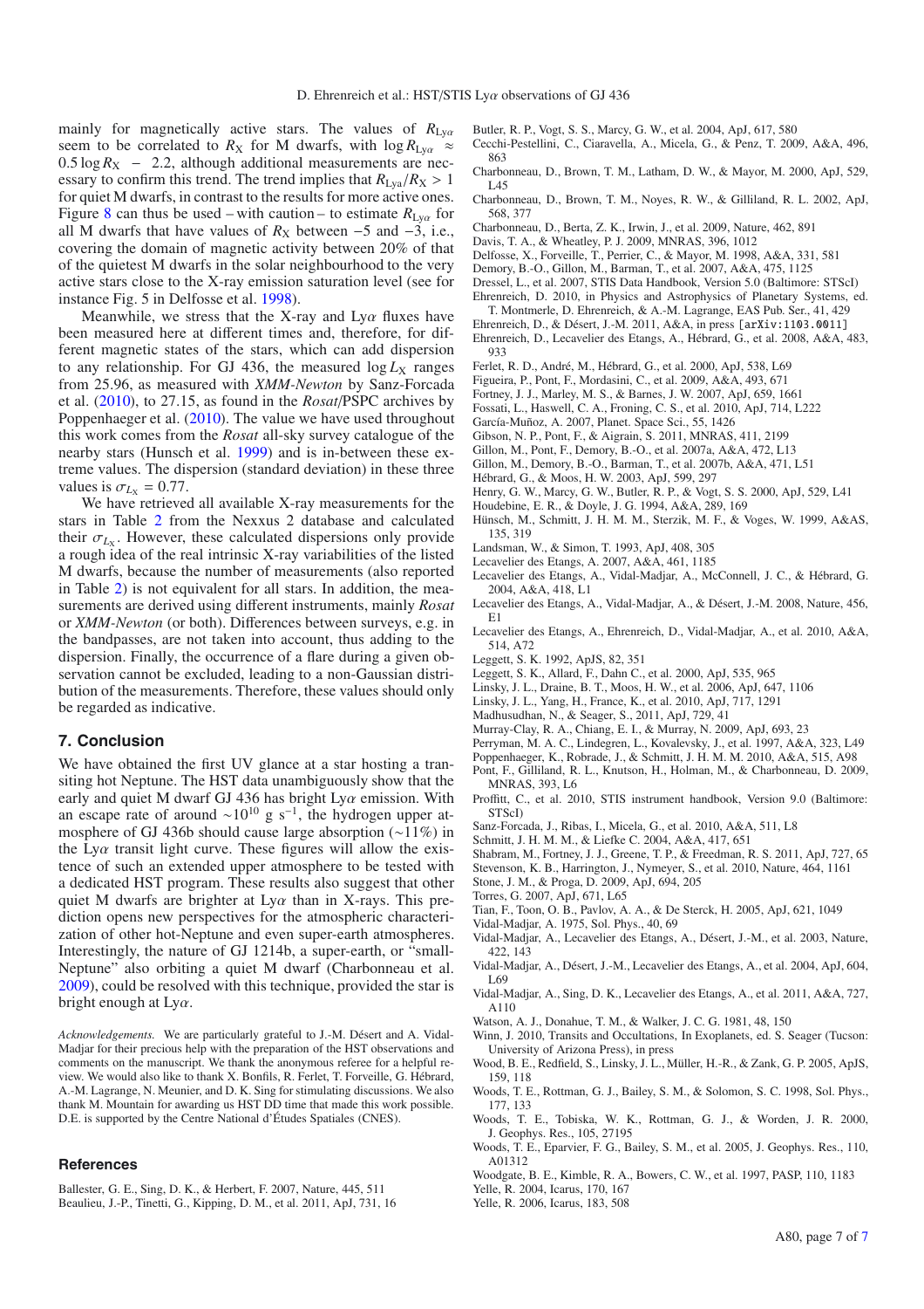mainly for magnetically active stars. The values of $R_{\mathrm{Ly}\alpha}$ seem to be correlated to $R_{\mathrm{X}}$ for M dwarfs, with $\log R_{\mathrm{Ly}\alpha} \approx 0.5 \log R_{\mathrm{X}} - 2.2$, although additional measurements are necessary to confirm this trend. The trend implies that $R_{\mathrm{Lya}}/R_{\mathrm{X}} > 1$ for quiet M dwarfs, in contrast to the results for more active ones. Figure 8 can thus be used – with caution – to estimate $R_{\mathrm{Ly}\alpha}$ for all M dwarfs that have values of $R_{\mathrm{X}}$ between $-5$ and $-3$, i.e., covering the domain of magnetic activity between 20% of that of the quietest M dwarfs in the solar neighbourhood to the very active stars close to the X-ray emission saturation level (see for instance Fig. 5 in Delfosse et al. 1998).

Meanwhile, we stress that the X-ray and Ly$\alpha$ fluxes have been measured here at different times and, therefore, for different magnetic states of the stars, which can add dispersion to any relationship. For GJ 436, the measured $\log L_{\mathrm{X}}$ ranges from 25.96, as measured with *XMM-Newton* by Sanz-Forcada et al. (2010), to 27.15, as found in the *Rosat*/PSPC archives by Poppenhaeger et al. (2010). The value we have used throughout this work comes from the *Rosat* all-sky survey catalogue of the nearby stars (Hunsch et al. 1999) and is in-between these extreme values. The dispersion (standard deviation) in these three values is $\sigma_{L_{\mathrm{X}}} = 0.77$.

We have retrieved all available X-ray measurements for the stars in Table 2 from the Nexxus 2 database and calculated $\sigma_{L_{\mathrm{X}}}$. However, these calculated dispersions only provide a rough idea of the real intrinsic X-ray variabilities of the listed M dwarfs, because the number of measurements (also reported in Table 2) is not equivalent for all stars. In addition, the measurements are derived using different instruments, mainly *Rosat* or *XMM-Newton* (or both). Differences between surveys, e.g. in the bandpasses, are not taken into account, thus adding to the dispersion. Finally, the occurrence of a flare during a given observation cannot be excluded, leading to a non-Gaussian distribution of the measurements. Therefore, these values should only be regarded as indicative.

## 7. Conclusion

We have obtained the first UV glance at a star hosting a transiting hot Neptune. The HST data unambiguously show that the early and quiet M dwarf GJ 436 has bright Ly$\alpha$ emission. With an escape rate of around $\sim 10^{10}$ g s$^{-1}$, the hydrogen upper atmosphere of GJ 436b should cause large absorption ($\sim$11%) in the Ly$\alpha$ transit light curve. These figures will allow the existence of such an extended upper atmosphere to be tested with a dedicated HST program. These results also suggest that other quiet M dwarfs are brighter at Ly$\alpha$ than in X-rays. This prediction opens new perspectives for the atmospheric characterization of other hot-Neptune and even super-earth atmospheres. Interestingly, the nature of GJ 1214b, a super-earth, or "small-Neptune" also orbiting a quiet M dwarf (Charbonneau et al. 2009), could be resolved with this technique, provided the star is bright enough at Ly$\alpha$.

*Acknowledgements.* We are particularly grateful to J.-M. Désert and A. Vidal-Madjar for their precious help with the preparation of the HST observations and comments on the manuscript. We thank the anonymous referee for a helpful review. We would also like to thank X. Bonfils, R. Ferlet, T. Forveille, G. Hébrard, A.-M. Lagrange, N. Meunier, and D. K. Sing for stimulating discussions. We also thank M. Mountain for awarding us HST DD time that made this work possible. D.E. is supported by the Centre National d'Études Spatiales (CNES).

## References

Ballester, G. E., Sing, D. K., & Herbert, F. 2007, Nature, 445, 511
Beaulieu, J.-P., Tinetti, G., Kipping, D. M., et al. 2011, ApJ, 731, 16
Butler, R. P., Vogt, S. S., Marcy, G. W., et al. 2004, ApJ, 617, 580
Cecchi-Pestellini, C., Ciaravella, A., Micela, G., & Penz, T. 2009, A&A, 496, 863
Charbonneau, D., Brown, T. M., Latham, D. W., & Mayor, M. 2000, ApJ, 529, L45
Charbonneau, D., Brown, T. M., Noyes, R. W., & Gilliland, R. L. 2002, ApJ, 568, 377
Charbonneau, D., Berta, Z. K., Irwin, J., et al. 2009, Nature, 462, 891
Davis, T. A., & Wheatley, P. J. 2009, MNRAS, 396, 1012
Delfosse, X., Forveille, T., Perrier, C., & Mayor, M. 1998, A&A, 331, 581
Demory, B.-O., Gillon, M., Barman, T., et al. 2007, A&A, 475, 1125
Dressel, L., et al. 2007, STIS Data Handbook, Version 5.0 (Baltimore: STScI)
Ehrenreich, D. 2010, in Physics and Astrophysics of Planetary Systems, ed. T. Montmerle, D. Ehrenreich, & A.-M. Lagrange, EAS Pub. Ser., 41, 429
Ehrenreich, D., & Désert, J.-M. 2011, A&A, in press [arXiv:1103.0011]
Ehrenreich, D., Lecavelier des Etangs, A., Hébrard, G., et al. 2008, A&A, 483, 933
Ferlet, R. D., André, M., Hébrard, G., et al. 2000, ApJ, 538, L69
Figueira, P., Pont, F., Mordasini, C., et al. 2009, A&A, 493, 671
Fortney, J. J., Marley, M. S., & Barnes, J. W. 2007, ApJ, 659, 1661
Fossati, L., Haswell, C. A., Froning, C. S., et al. 2010, ApJ, 714, L222
García-Muñoz, A. 2007, Planet. Space Sci., 55, 1426
Gibson, N. P., Pont, F., & Aigrain, S. 2011, MNRAS, 411, 2199
Gillon, M., Pont, F., Demory, B.-O., et al. 2007a, A&A, 472, L13
Gillon, M., Demory, B.-O., Barman, T., et al. 2007b, A&A, 471, L51
Hébrard, G., & Moos, H. W. 2003, ApJ, 599, 297
Henry, G. W., Marcy, G. W., Butler, R. P., & Vogt, S. S. 2000, ApJ, 529, L41
Houdebine, E. R., & Doyle, J. G. 1994, A&A, 289, 169
Hünsch, M., Schmitt, J. H. M. M., Sterzik, M. F., & Voges, W. 1999, A&AS, 135, 319
Landsman, W., & Simon, T. 1993, ApJ, 408, 305
Lecavelier des Etangs, A. 2007, A&A, 461, 1185
Lecavelier des Etangs, A., Vidal-Madjar, A., McConnell, J. C., & Hébrard, G. 2004, A&A, 418, L1
Lecavelier des Etangs, A., Vidal-Madjar, A., & Désert, J.-M. 2008, Nature, 456, E1
Lecavelier des Etangs, A., Ehrenreich, D., Vidal-Madjar, A., et al. 2010, A&A, 514, A72
Leggett, S. K. 1992, ApJS, 82, 351
Leggett, S. K., Allard, F., Dahn C., et al. 2000, ApJ, 535, 965
Linsky, J. L., Draine, B. T., Moos, H. W., et al. 2006, ApJ, 647, 1106
Linsky, J. L., Yang, H., France, K., et al. 2010, ApJ, 717, 1291
Madhusudhan, N., & Seager, S., 2011, ApJ, 729, 41
Murray-Clay, R. A., Chiang, E. I., & Murray, N. 2009, ApJ, 693, 23
Perryman, M. A. C., Lindegren, L., Kovalevsky, J., et al. 1997, A&A, 323, L49
Poppenhaeger, K., Robrade, J., & Schmitt, J. H. M. M. 2010, A&A, 515, A98
Pont, F., Gilliland, R. L., Knutson, H., Holman, M., & Charbonneau, D. 2009, MNRAS, 393, L6
Proffitt, C., et al. 2010, STIS instrument handbook, Version 9.0 (Baltimore: STScI)
Sanz-Forcada, J., Ribas, I., Micela, G., et al. 2010, A&A, 511, L8
Schmitt, J. H. M. M., & Liefke C. 2004, A&A, 417, 651
Shabram, M., Fortney, J. J., Greene, T. P., & Freedman, R. S. 2011, ApJ, 727, 65
Stevenson, K. B., Harrington, J., Nymeyer, S., et al. 2010, Nature, 464, 1161
Stone, J. M., & Proga, D. 2009, ApJ, 694, 205
Torres, G. 2007, ApJ, 671, L65
Tian, F., Toon, O. B., Pavlov, A. A., & De Sterck, H. 2005, ApJ, 621, 1049
Vidal-Madjar, A. 1975, Sol. Phys., 40, 69
Vidal-Madjar, A., Lecavelier des Etangs, A., Désert, J.-M., et al. 2003, Nature, 422, 143
Vidal-Madjar, A., Désert, J.-M., Lecavelier des Etangs, A., et al. 2004, ApJ, 604, L69
Vidal-Madjar, A., Sing, D. K., Lecavelier des Etangs, A., et al. 2011, A&A, 727, A110
Watson, A. J., Donahue, T. M., & Walker, J. C. G. 1981, 48, 150
Winn, J. 2010, Transits and Occultations, In Exoplanets, ed. S. Seager (Tucson: University of Arizona Press), in press
Wood, B. E., Redfield, S., Linsky, J. L., Müller, H.-R., & Zank, G. P. 2005, ApJS, 159, 118
Woods, T. E., Rottman, G. J., Bailey, S. M., & Solomon, S. C. 1998, Sol. Phys., 177, 133
Woods, T. E., Tobiska, W. K., Rottman, G. J., & Worden, J. R. 2000, J. Geophys. Res., 105, 27195
Woods, T. E., Eparvier, F. G., Bailey, S. M., et al. 2005, J. Geophys. Res., 110, A01312
Woodgate, B. E., Kimble, R. A., Bowers, C. W., et al. 1997, PASP, 110, 1183
Yelle, R. 2004, Icarus, 170, 167
Yelle, R. 2006, Icarus, 183, 508